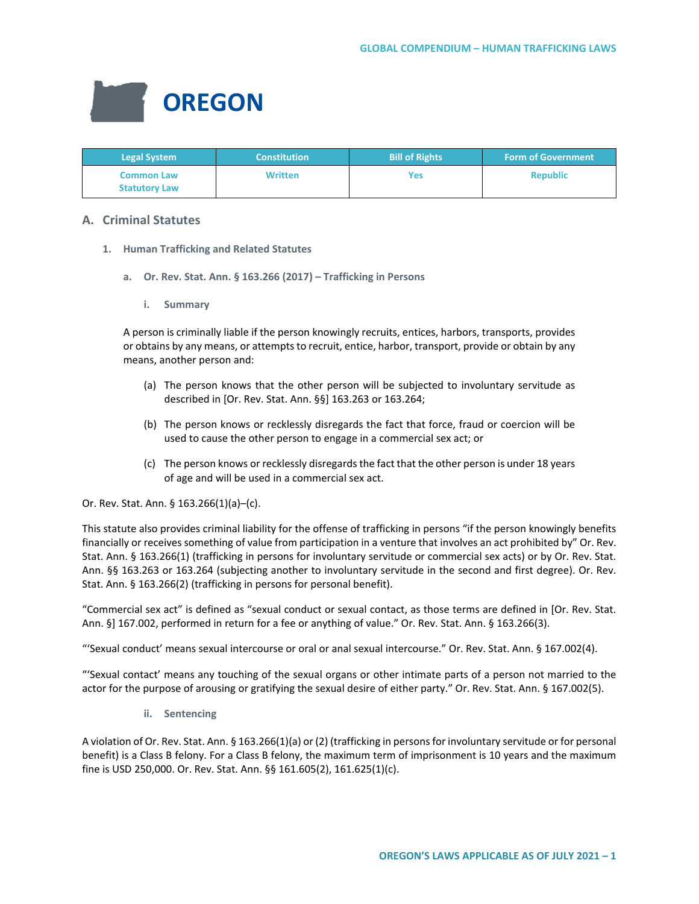# OREGON

| Legal System | Constitution | Bill of Rights | Form of Government |
|---|---|---|---|
| Common Law<br>Statutory Law | Written | Yes | Republic |

## A. Criminal Statutes

### 1. Human Trafficking and Related Statutes

#### a. Or. Rev. Stat. Ann. § 163.266 (2017) – Trafficking in Persons

##### i. Summary

A person is criminally liable if the person knowingly recruits, entices, harbors, transports, provides or obtains by any means, or attempts to recruit, entice, harbor, transport, provide or obtain by any means, another person and:

(a) The person knows that the other person will be subjected to involuntary servitude as described in [Or. Rev. Stat. Ann. §§] 163.263 or 163.264;

(b) The person knows or recklessly disregards the fact that force, fraud or coercion will be used to cause the other person to engage in a commercial sex act; or

(c) The person knows or recklessly disregards the fact that the other person is under 18 years of age and will be used in a commercial sex act.

Or. Rev. Stat. Ann. § 163.266(1)(a)–(c).

This statute also provides criminal liability for the offense of trafficking in persons "if the person knowingly benefits financially or receives something of value from participation in a venture that involves an act prohibited by" Or. Rev. Stat. Ann. § 163.266(1) (trafficking in persons for involuntary servitude or commercial sex acts) or by Or. Rev. Stat. Ann. §§ 163.263 or 163.264 (subjecting another to involuntary servitude in the second and first degree). Or. Rev. Stat. Ann. § 163.266(2) (trafficking in persons for personal benefit).

"Commercial sex act" is defined as "sexual conduct or sexual contact, as those terms are defined in [Or. Rev. Stat. Ann. §] 167.002, performed in return for a fee or anything of value." Or. Rev. Stat. Ann. § 163.266(3).

"'Sexual conduct' means sexual intercourse or oral or anal sexual intercourse." Or. Rev. Stat. Ann. § 167.002(4).

"'Sexual contact' means any touching of the sexual organs or other intimate parts of a person not married to the actor for the purpose of arousing or gratifying the sexual desire of either party." Or. Rev. Stat. Ann. § 167.002(5).

##### ii. Sentencing

A violation of Or. Rev. Stat. Ann. § 163.266(1)(a) or (2) (trafficking in persons for involuntary servitude or for personal benefit) is a Class B felony. For a Class B felony, the maximum term of imprisonment is 10 years and the maximum fine is USD 250,000. Or. Rev. Stat. Ann. §§ 161.605(2), 161.625(1)(c).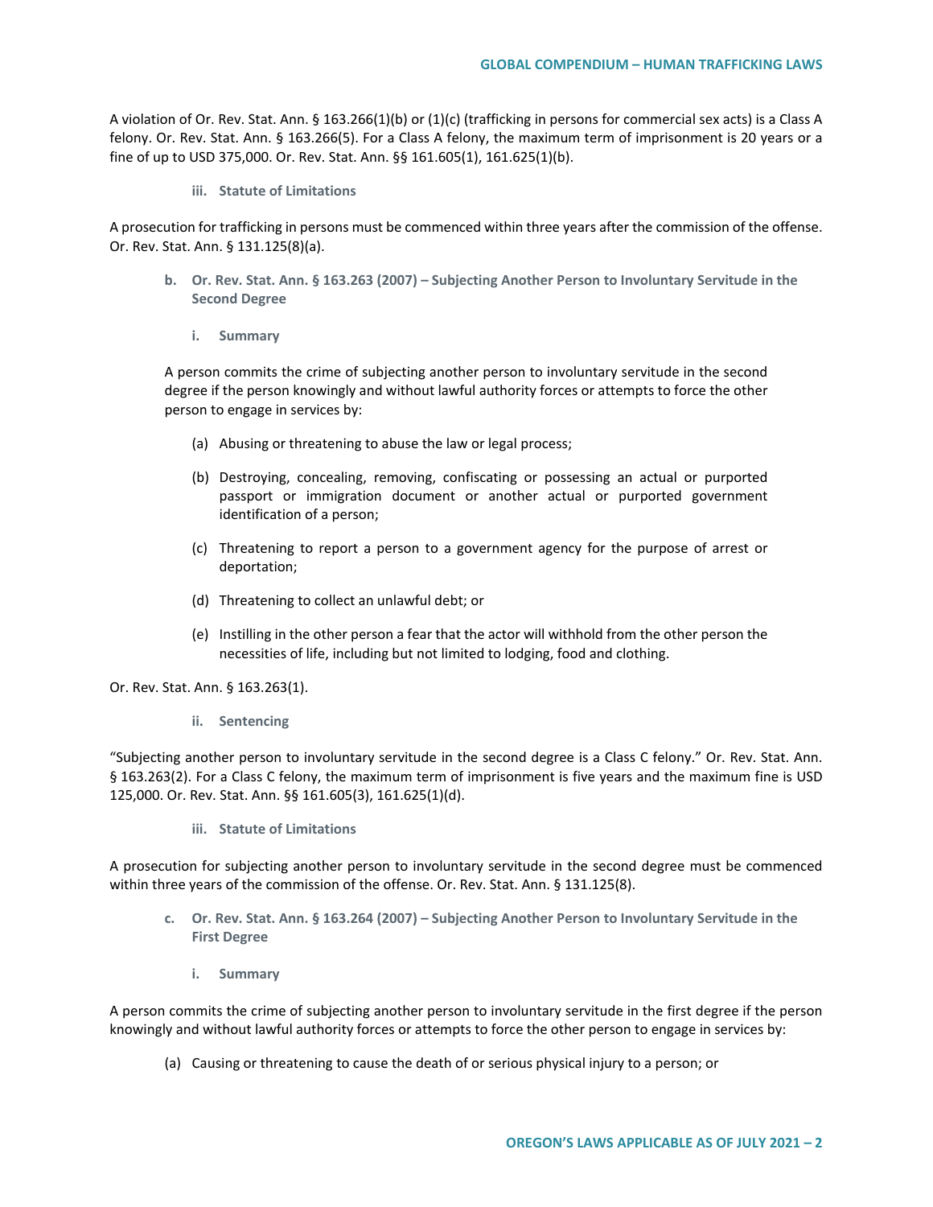A violation of Or. Rev. Stat. Ann. § 163.266(1)(b) or (1)(c) (trafficking in persons for commercial sex acts) is a Class A felony. Or. Rev. Stat. Ann. § 163.266(5). For a Class A felony, the maximum term of imprisonment is 20 years or a fine of up to USD 375,000. Or. Rev. Stat. Ann. §§ 161.605(1), 161.625(1)(b).

##### iii. Statute of Limitations

A prosecution for trafficking in persons must be commenced within three years after the commission of the offense. Or. Rev. Stat. Ann. § 131.125(8)(a).

### b. Or. Rev. Stat. Ann. § 163.263 (2007) – Subjecting Another Person to Involuntary Servitude in the Second Degree

##### i. Summary

A person commits the crime of subjecting another person to involuntary servitude in the second degree if the person knowingly and without lawful authority forces or attempts to force the other person to engage in services by:

(a) Abusing or threatening to abuse the law or legal process;

(b) Destroying, concealing, removing, confiscating or possessing an actual or purported passport or immigration document or another actual or purported government identification of a person;

(c) Threatening to report a person to a government agency for the purpose of arrest or deportation;

(d) Threatening to collect an unlawful debt; or

(e) Instilling in the other person a fear that the actor will withhold from the other person the necessities of life, including but not limited to lodging, food and clothing.

Or. Rev. Stat. Ann. § 163.263(1).

##### ii. Sentencing

"Subjecting another person to involuntary servitude in the second degree is a Class C felony." Or. Rev. Stat. Ann. § 163.263(2). For a Class C felony, the maximum term of imprisonment is five years and the maximum fine is USD 125,000. Or. Rev. Stat. Ann. §§ 161.605(3), 161.625(1)(d).

##### iii. Statute of Limitations

A prosecution for subjecting another person to involuntary servitude in the second degree must be commenced within three years of the commission of the offense. Or. Rev. Stat. Ann. § 131.125(8).

### c. Or. Rev. Stat. Ann. § 163.264 (2007) – Subjecting Another Person to Involuntary Servitude in the First Degree

##### i. Summary

A person commits the crime of subjecting another person to involuntary servitude in the first degree if the person knowingly and without lawful authority forces or attempts to force the other person to engage in services by:

(a) Causing or threatening to cause the death of or serious physical injury to a person; or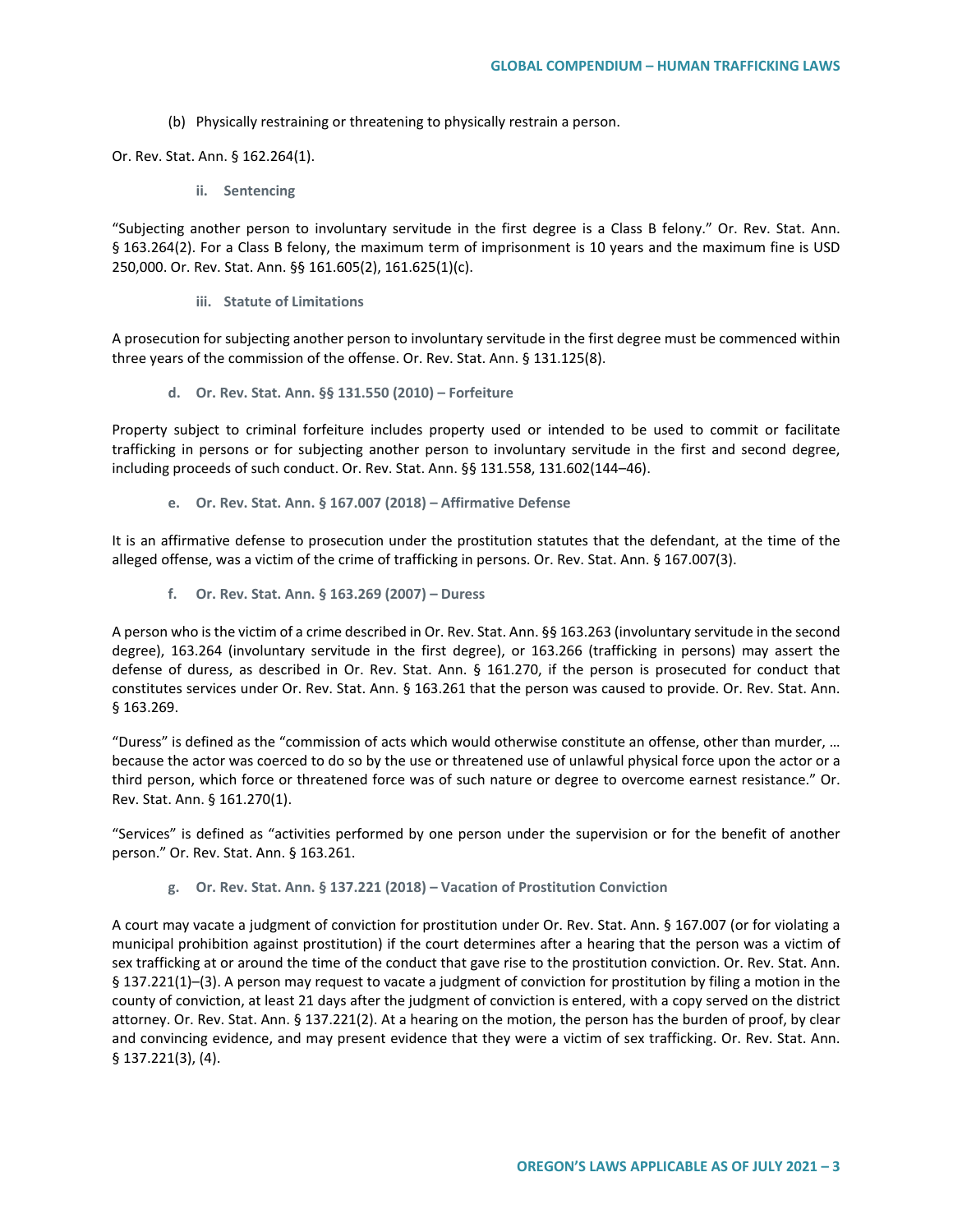(b) Physically restraining or threatening to physically restrain a person.

Or. Rev. Stat. Ann. § 162.264(1).

#### ii. Sentencing

"Subjecting another person to involuntary servitude in the first degree is a Class B felony." Or. Rev. Stat. Ann. § 163.264(2). For a Class B felony, the maximum term of imprisonment is 10 years and the maximum fine is USD 250,000. Or. Rev. Stat. Ann. §§ 161.605(2), 161.625(1)(c).

#### iii. Statute of Limitations

A prosecution for subjecting another person to involuntary servitude in the first degree must be commenced within three years of the commission of the offense. Or. Rev. Stat. Ann. § 131.125(8).

### d. Or. Rev. Stat. Ann. §§ 131.550 (2010) – Forfeiture

Property subject to criminal forfeiture includes property used or intended to be used to commit or facilitate trafficking in persons or for subjecting another person to involuntary servitude in the first and second degree, including proceeds of such conduct. Or. Rev. Stat. Ann. §§ 131.558, 131.602(144–46).

### e. Or. Rev. Stat. Ann. § 167.007 (2018) – Affirmative Defense

It is an affirmative defense to prosecution under the prostitution statutes that the defendant, at the time of the alleged offense, was a victim of the crime of trafficking in persons. Or. Rev. Stat. Ann. § 167.007(3).

### f. Or. Rev. Stat. Ann. § 163.269 (2007) – Duress

A person who is the victim of a crime described in Or. Rev. Stat. Ann. §§ 163.263 (involuntary servitude in the second degree), 163.264 (involuntary servitude in the first degree), or 163.266 (trafficking in persons) may assert the defense of duress, as described in Or. Rev. Stat. Ann. § 161.270, if the person is prosecuted for conduct that constitutes services under Or. Rev. Stat. Ann. § 163.261 that the person was caused to provide. Or. Rev. Stat. Ann. § 163.269.

"Duress" is defined as the "commission of acts which would otherwise constitute an offense, other than murder, … because the actor was coerced to do so by the use or threatened use of unlawful physical force upon the actor or a third person, which force or threatened force was of such nature or degree to overcome earnest resistance." Or. Rev. Stat. Ann. § 161.270(1).

"Services" is defined as "activities performed by one person under the supervision or for the benefit of another person." Or. Rev. Stat. Ann. § 163.261.

### g. Or. Rev. Stat. Ann. § 137.221 (2018) – Vacation of Prostitution Conviction

A court may vacate a judgment of conviction for prostitution under Or. Rev. Stat. Ann. § 167.007 (or for violating a municipal prohibition against prostitution) if the court determines after a hearing that the person was a victim of sex trafficking at or around the time of the conduct that gave rise to the prostitution conviction. Or. Rev. Stat. Ann. § 137.221(1)–(3). A person may request to vacate a judgment of conviction for prostitution by filing a motion in the county of conviction, at least 21 days after the judgment of conviction is entered, with a copy served on the district attorney. Or. Rev. Stat. Ann. § 137.221(2). At a hearing on the motion, the person has the burden of proof, by clear and convincing evidence, and may present evidence that they were a victim of sex trafficking. Or. Rev. Stat. Ann. § 137.221(3), (4).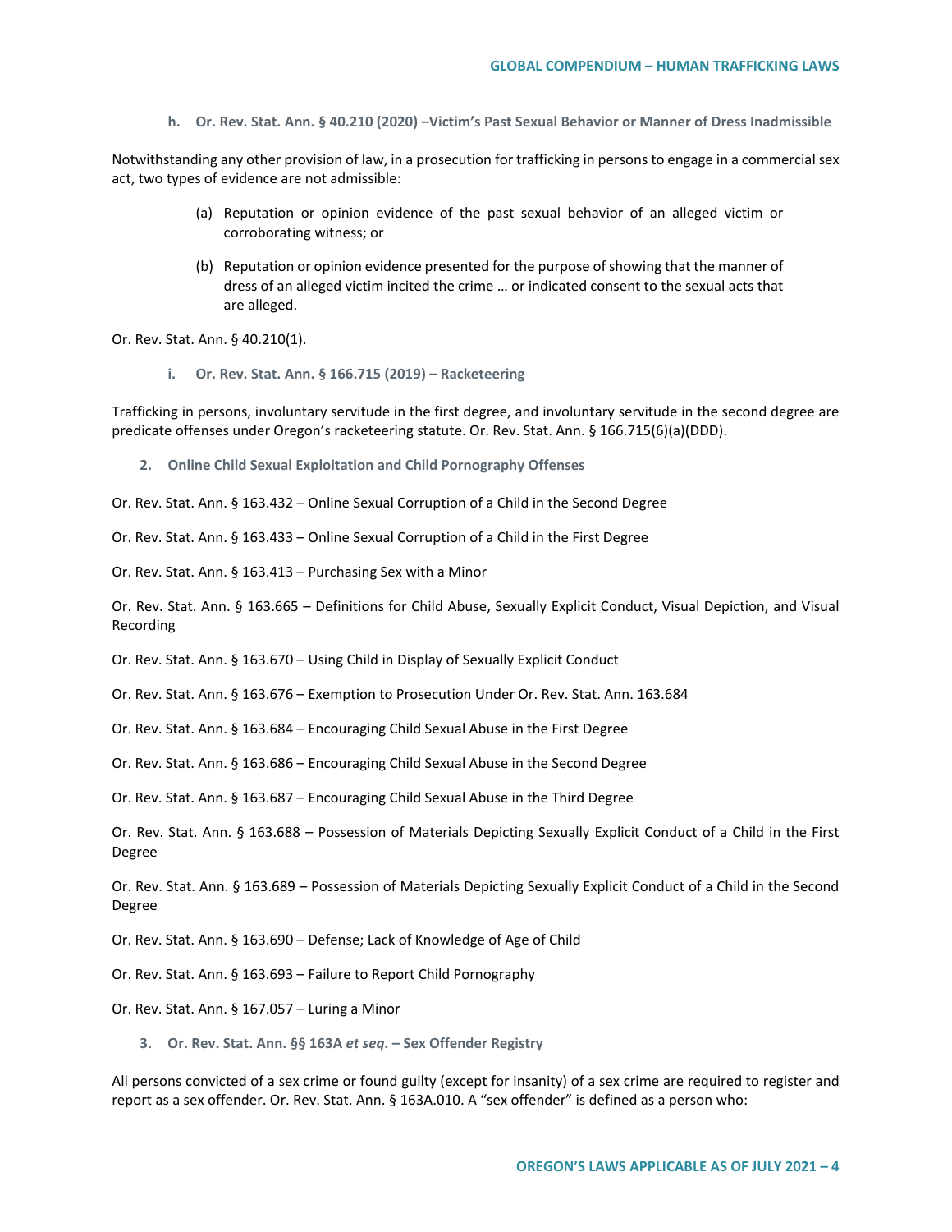#### h. Or. Rev. Stat. Ann. § 40.210 (2020) –Victim's Past Sexual Behavior or Manner of Dress Inadmissible

Notwithstanding any other provision of law, in a prosecution for trafficking in persons to engage in a commercial sex act, two types of evidence are not admissible:

> (a) Reputation or opinion evidence of the past sexual behavior of an alleged victim or corroborating witness; or
>
> (b) Reputation or opinion evidence presented for the purpose of showing that the manner of dress of an alleged victim incited the crime … or indicated consent to the sexual acts that are alleged.

Or. Rev. Stat. Ann. § 40.210(1).

#### i. Or. Rev. Stat. Ann. § 166.715 (2019) – Racketeering

Trafficking in persons, involuntary servitude in the first degree, and involuntary servitude in the second degree are predicate offenses under Oregon's racketeering statute. Or. Rev. Stat. Ann. § 166.715(6)(a)(DDD).

### 2. Online Child Sexual Exploitation and Child Pornography Offenses

Or. Rev. Stat. Ann. § 163.432 – Online Sexual Corruption of a Child in the Second Degree

Or. Rev. Stat. Ann. § 163.433 – Online Sexual Corruption of a Child in the First Degree

Or. Rev. Stat. Ann. § 163.413 – Purchasing Sex with a Minor

Or. Rev. Stat. Ann. § 163.665 – Definitions for Child Abuse, Sexually Explicit Conduct, Visual Depiction, and Visual Recording

Or. Rev. Stat. Ann. § 163.670 – Using Child in Display of Sexually Explicit Conduct

Or. Rev. Stat. Ann. § 163.676 – Exemption to Prosecution Under Or. Rev. Stat. Ann. 163.684

Or. Rev. Stat. Ann. § 163.684 – Encouraging Child Sexual Abuse in the First Degree

Or. Rev. Stat. Ann. § 163.686 – Encouraging Child Sexual Abuse in the Second Degree

Or. Rev. Stat. Ann. § 163.687 – Encouraging Child Sexual Abuse in the Third Degree

Or. Rev. Stat. Ann. § 163.688 – Possession of Materials Depicting Sexually Explicit Conduct of a Child in the First Degree

Or. Rev. Stat. Ann. § 163.689 – Possession of Materials Depicting Sexually Explicit Conduct of a Child in the Second Degree

Or. Rev. Stat. Ann. § 163.690 – Defense; Lack of Knowledge of Age of Child

Or. Rev. Stat. Ann. § 163.693 – Failure to Report Child Pornography

Or. Rev. Stat. Ann. § 167.057 – Luring a Minor

### 3. Or. Rev. Stat. Ann. §§ 163A *et seq.* – Sex Offender Registry

All persons convicted of a sex crime or found guilty (except for insanity) of a sex crime are required to register and report as a sex offender. Or. Rev. Stat. Ann. § 163A.010. A "sex offender" is defined as a person who: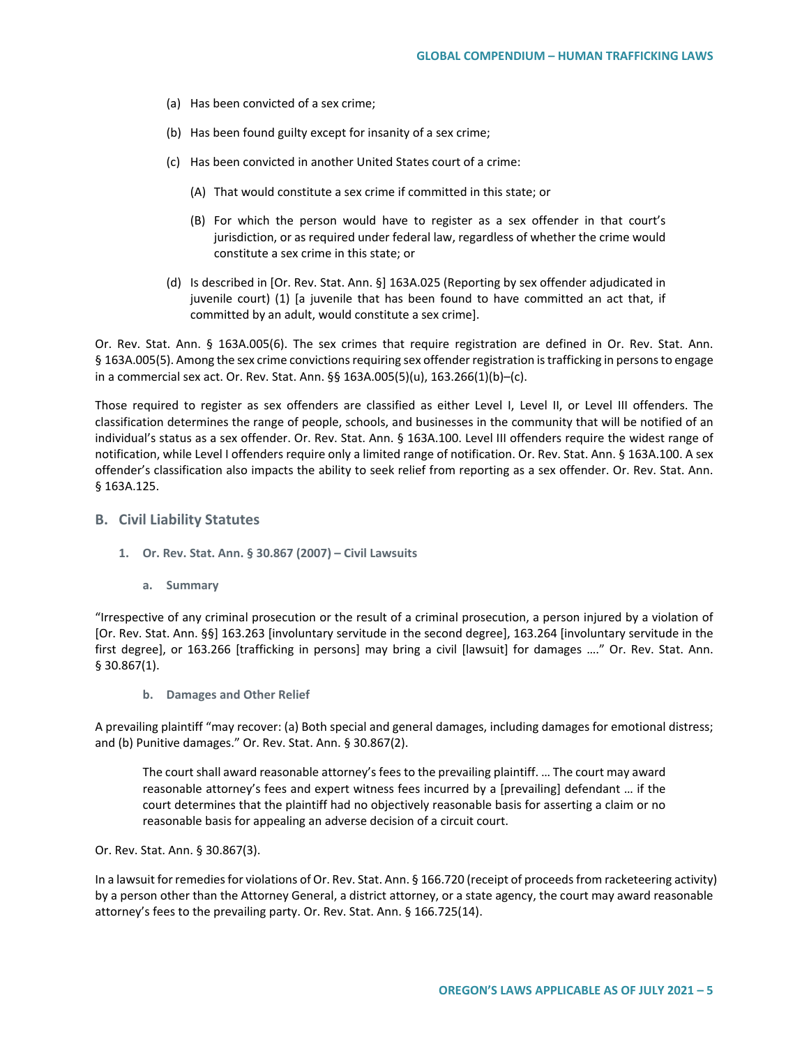(a) Has been convicted of a sex crime;

(b) Has been found guilty except for insanity of a sex crime;

(c) Has been convicted in another United States court of a crime:

   (A) That would constitute a sex crime if committed in this state; or

   (B) For which the person would have to register as a sex offender in that court's jurisdiction, or as required under federal law, regardless of whether the crime would constitute a sex crime in this state; or

(d) Is described in [Or. Rev. Stat. Ann. §] 163A.025 (Reporting by sex offender adjudicated in juvenile court) (1) [a juvenile that has been found to have committed an act that, if committed by an adult, would constitute a sex crime].

Or. Rev. Stat. Ann. § 163A.005(6). The sex crimes that require registration are defined in Or. Rev. Stat. Ann. § 163A.005(5). Among the sex crime convictions requiring sex offender registration is trafficking in persons to engage in a commercial sex act. Or. Rev. Stat. Ann. §§ 163A.005(5)(u), 163.266(1)(b)–(c).

Those required to register as sex offenders are classified as either Level I, Level II, or Level III offenders. The classification determines the range of people, schools, and businesses in the community that will be notified of an individual's status as a sex offender. Or. Rev. Stat. Ann. § 163A.100. Level III offenders require the widest range of notification, while Level I offenders require only a limited range of notification. Or. Rev. Stat. Ann. § 163A.100. A sex offender's classification also impacts the ability to seek relief from reporting as a sex offender. Or. Rev. Stat. Ann. § 163A.125.

## B. Civil Liability Statutes

### 1. Or. Rev. Stat. Ann. § 30.867 (2007) – Civil Lawsuits

#### a. Summary

"Irrespective of any criminal prosecution or the result of a criminal prosecution, a person injured by a violation of [Or. Rev. Stat. Ann. §§] 163.263 [involuntary servitude in the second degree], 163.264 [involuntary servitude in the first degree], or 163.266 [trafficking in persons] may bring a civil [lawsuit] for damages …." Or. Rev. Stat. Ann. § 30.867(1).

#### b. Damages and Other Relief

A prevailing plaintiff "may recover: (a) Both special and general damages, including damages for emotional distress; and (b) Punitive damages." Or. Rev. Stat. Ann. § 30.867(2).

> The court shall award reasonable attorney's fees to the prevailing plaintiff. … The court may award reasonable attorney's fees and expert witness fees incurred by a [prevailing] defendant … if the court determines that the plaintiff had no objectively reasonable basis for asserting a claim or no reasonable basis for appealing an adverse decision of a circuit court.

Or. Rev. Stat. Ann. § 30.867(3).

In a lawsuit for remedies for violations of Or. Rev. Stat. Ann. § 166.720 (receipt of proceeds from racketeering activity) by a person other than the Attorney General, a district attorney, or a state agency, the court may award reasonable attorney's fees to the prevailing party. Or. Rev. Stat. Ann. § 166.725(14).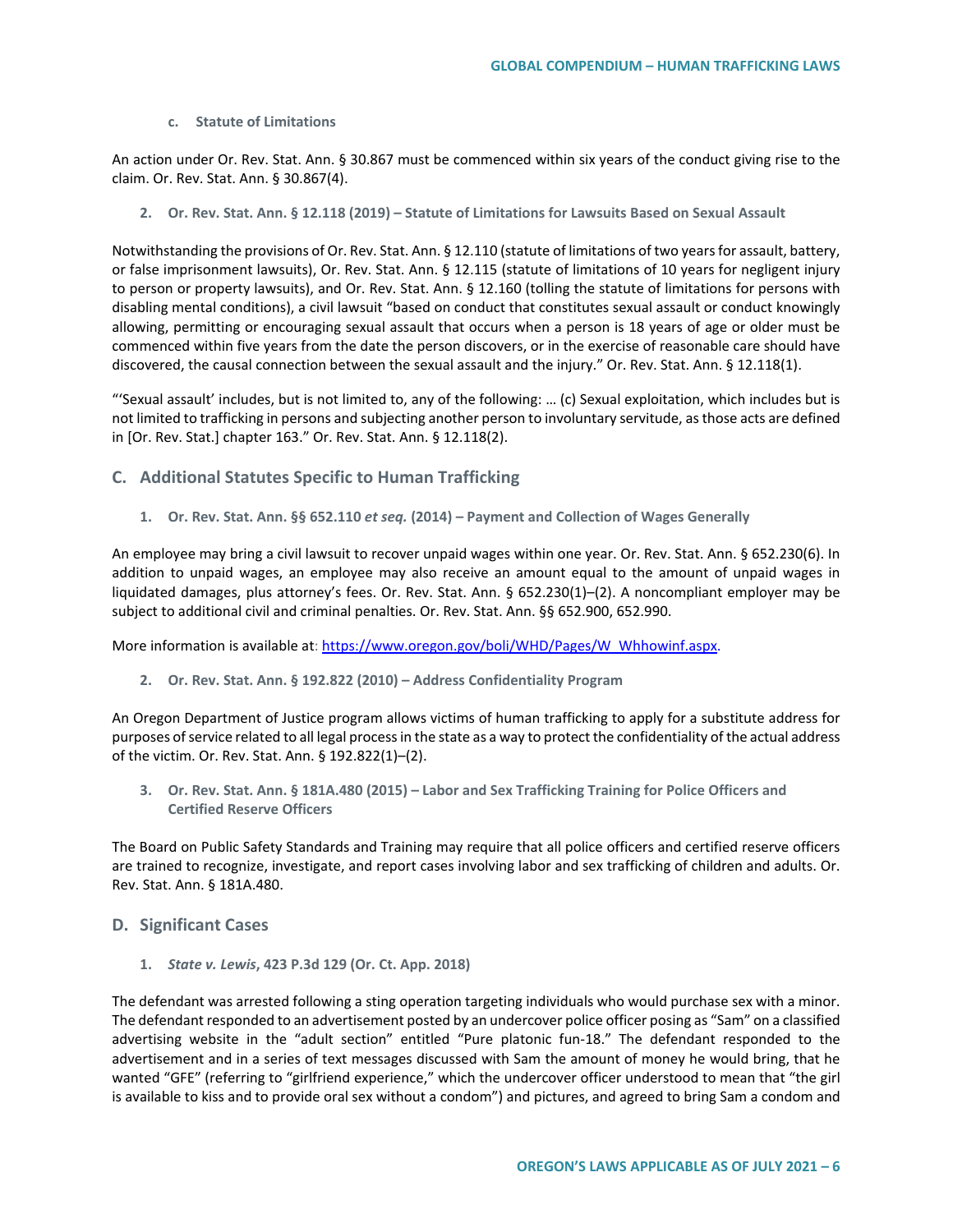#### c. Statute of Limitations

An action under Or. Rev. Stat. Ann. § 30.867 must be commenced within six years of the conduct giving rise to the claim. Or. Rev. Stat. Ann. § 30.867(4).

### 2. Or. Rev. Stat. Ann. § 12.118 (2019) – Statute of Limitations for Lawsuits Based on Sexual Assault

Notwithstanding the provisions of Or. Rev. Stat. Ann. § 12.110 (statute of limitations of two years for assault, battery, or false imprisonment lawsuits), Or. Rev. Stat. Ann. § 12.115 (statute of limitations of 10 years for negligent injury to person or property lawsuits), and Or. Rev. Stat. Ann. § 12.160 (tolling the statute of limitations for persons with disabling mental conditions), a civil lawsuit "based on conduct that constitutes sexual assault or conduct knowingly allowing, permitting or encouraging sexual assault that occurs when a person is 18 years of age or older must be commenced within five years from the date the person discovers, or in the exercise of reasonable care should have discovered, the causal connection between the sexual assault and the injury." Or. Rev. Stat. Ann. § 12.118(1).

"'Sexual assault' includes, but is not limited to, any of the following: … (c) Sexual exploitation, which includes but is not limited to trafficking in persons and subjecting another person to involuntary servitude, as those acts are defined in [Or. Rev. Stat.] chapter 163." Or. Rev. Stat. Ann. § 12.118(2).

## C. Additional Statutes Specific to Human Trafficking

### 1. Or. Rev. Stat. Ann. §§ 652.110 *et seq.* (2014) – Payment and Collection of Wages Generally

An employee may bring a civil lawsuit to recover unpaid wages within one year. Or. Rev. Stat. Ann. § 652.230(6). In addition to unpaid wages, an employee may also receive an amount equal to the amount of unpaid wages in liquidated damages, plus attorney's fees. Or. Rev. Stat. Ann. § 652.230(1)–(2). A noncompliant employer may be subject to additional civil and criminal penalties. Or. Rev. Stat. Ann. §§ 652.900, 652.990.

More information is available at: [https://www.oregon.gov/boli/WHD/Pages/W_Whhowinf.aspx](https://www.oregon.gov/boli/WHD/Pages/W_Whhowinf.aspx).

### 2. Or. Rev. Stat. Ann. § 192.822 (2010) – Address Confidentiality Program

An Oregon Department of Justice program allows victims of human trafficking to apply for a substitute address for purposes of service related to all legal process in the state as a way to protect the confidentiality of the actual address of the victim. Or. Rev. Stat. Ann. § 192.822(1)–(2).

### 3. Or. Rev. Stat. Ann. § 181A.480 (2015) – Labor and Sex Trafficking Training for Police Officers and Certified Reserve Officers

The Board on Public Safety Standards and Training may require that all police officers and certified reserve officers are trained to recognize, investigate, and report cases involving labor and sex trafficking of children and adults. Or. Rev. Stat. Ann. § 181A.480.

## D. Significant Cases

### 1. *State v. Lewis*, 423 P.3d 129 (Or. Ct. App. 2018)

The defendant was arrested following a sting operation targeting individuals who would purchase sex with a minor. The defendant responded to an advertisement posted by an undercover police officer posing as "Sam" on a classified advertising website in the "adult section" entitled "Pure platonic fun-18." The defendant responded to the advertisement and in a series of text messages discussed with Sam the amount of money he would bring, that he wanted "GFE" (referring to "girlfriend experience," which the undercover officer understood to mean that "the girl is available to kiss and to provide oral sex without a condom") and pictures, and agreed to bring Sam a condom and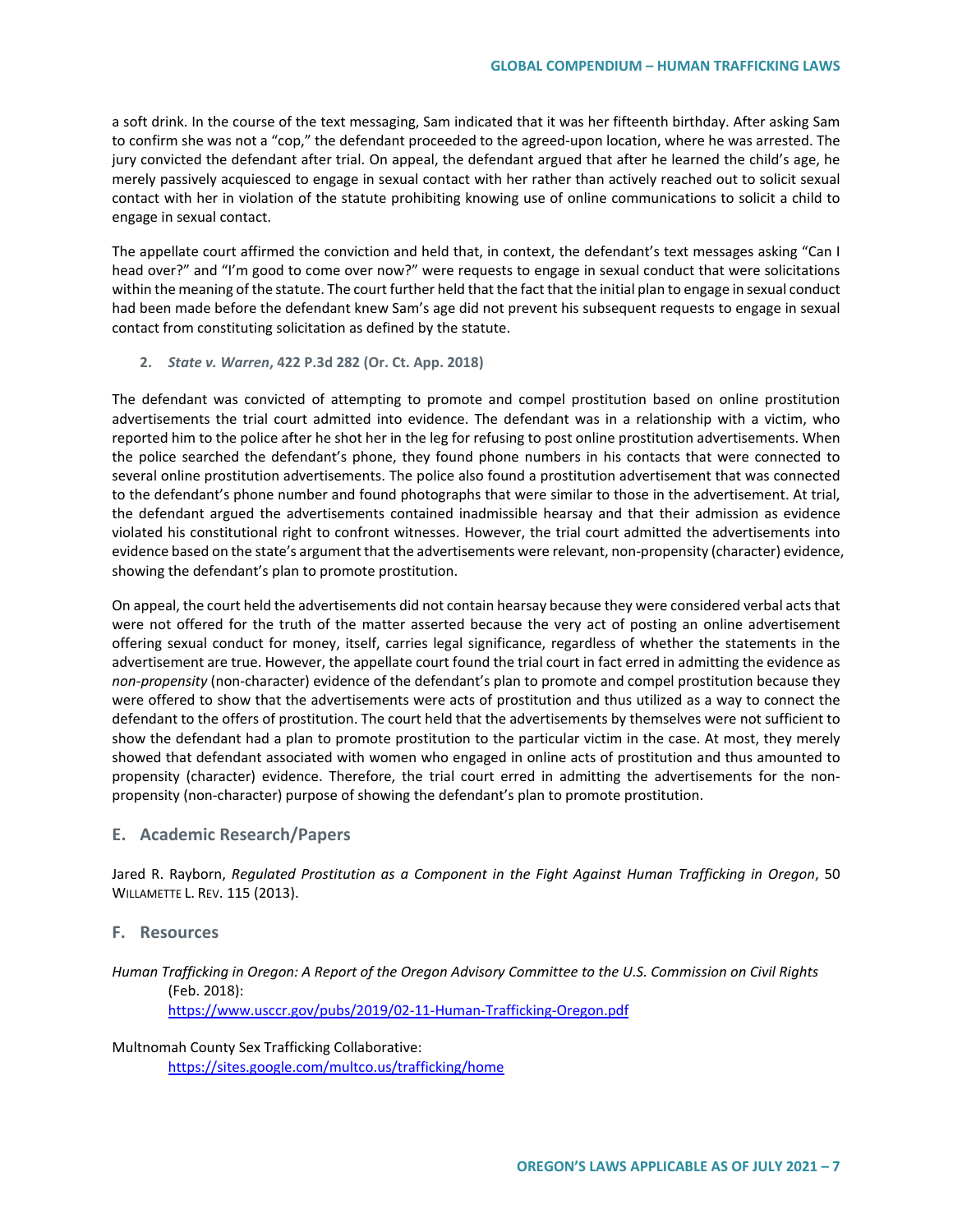a soft drink. In the course of the text messaging, Sam indicated that it was her fifteenth birthday. After asking Sam to confirm she was not a "cop," the defendant proceeded to the agreed-upon location, where he was arrested. The jury convicted the defendant after trial. On appeal, the defendant argued that after he learned the child's age, he merely passively acquiesced to engage in sexual contact with her rather than actively reached out to solicit sexual contact with her in violation of the statute prohibiting knowing use of online communications to solicit a child to engage in sexual contact.

The appellate court affirmed the conviction and held that, in context, the defendant's text messages asking "Can I head over?" and "I'm good to come over now?" were requests to engage in sexual conduct that were solicitations within the meaning of the statute. The court further held that the fact that the initial plan to engage in sexual conduct had been made before the defendant knew Sam's age did not prevent his subsequent requests to engage in sexual contact from constituting solicitation as defined by the statute.

**2. *State v. Warren*, 422 P.3d 282 (Or. Ct. App. 2018)**

The defendant was convicted of attempting to promote and compel prostitution based on online prostitution advertisements the trial court admitted into evidence. The defendant was in a relationship with a victim, who reported him to the police after he shot her in the leg for refusing to post online prostitution advertisements. When the police searched the defendant's phone, they found phone numbers in his contacts that were connected to several online prostitution advertisements. The police also found a prostitution advertisement that was connected to the defendant's phone number and found photographs that were similar to those in the advertisement. At trial, the defendant argued the advertisements contained inadmissible hearsay and that their admission as evidence violated his constitutional right to confront witnesses. However, the trial court admitted the advertisements into evidence based on the state's argument that the advertisements were relevant, non-propensity (character) evidence, showing the defendant's plan to promote prostitution.

On appeal, the court held the advertisements did not contain hearsay because they were considered verbal acts that were not offered for the truth of the matter asserted because the very act of posting an online advertisement offering sexual conduct for money, itself, carries legal significance, regardless of whether the statements in the advertisement are true. However, the appellate court found the trial court in fact erred in admitting the evidence as *non-propensity* (non-character) evidence of the defendant's plan to promote and compel prostitution because they were offered to show that the advertisements were acts of prostitution and thus utilized as a way to connect the defendant to the offers of prostitution. The court held that the advertisements by themselves were not sufficient to show the defendant had a plan to promote prostitution to the particular victim in the case. At most, they merely showed that defendant associated with women who engaged in online acts of prostitution and thus amounted to propensity (character) evidence. Therefore, the trial court erred in admitting the advertisements for the non-propensity (non-character) purpose of showing the defendant's plan to promote prostitution.

## E. Academic Research/Papers

Jared R. Rayborn, *Regulated Prostitution as a Component in the Fight Against Human Trafficking in Oregon*, 50 WILLAMETTE L. REV. 115 (2013).

## F. Resources

*Human Trafficking in Oregon: A Report of the Oregon Advisory Committee to the U.S. Commission on Civil Rights* (Feb. 2018):
https://www.usccr.gov/pubs/2019/02-11-Human-Trafficking-Oregon.pdf

Multnomah County Sex Trafficking Collaborative:
https://sites.google.com/multco.us/trafficking/home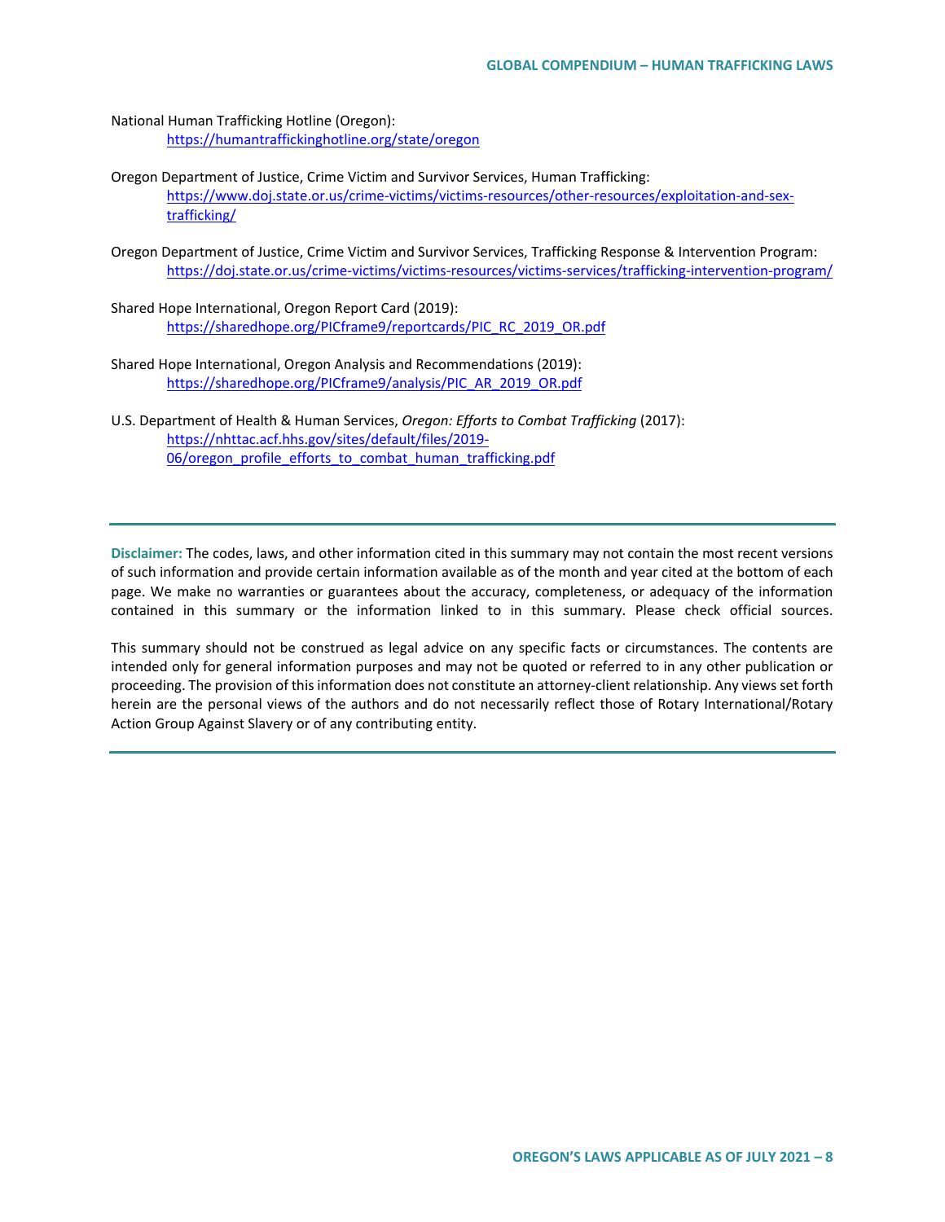National Human Trafficking Hotline (Oregon):
https://humantraffickinghotline.org/state/oregon

Oregon Department of Justice, Crime Victim and Survivor Services, Human Trafficking:
https://www.doj.state.or.us/crime-victims/victims-resources/other-resources/exploitation-and-sex-trafficking/

Oregon Department of Justice, Crime Victim and Survivor Services, Trafficking Response & Intervention Program:
https://doj.state.or.us/crime-victims/victims-resources/victims-services/trafficking-intervention-program/

Shared Hope International, Oregon Report Card (2019):
https://sharedhope.org/PICframe9/reportcards/PIC_RC_2019_OR.pdf

Shared Hope International, Oregon Analysis and Recommendations (2019):
https://sharedhope.org/PICframe9/analysis/PIC_AR_2019_OR.pdf

U.S. Department of Health & Human Services, *Oregon: Efforts to Combat Trafficking* (2017):
https://nhttac.acf.hhs.gov/sites/default/files/2019-06/oregon_profile_efforts_to_combat_human_trafficking.pdf

---

**Disclaimer:** The codes, laws, and other information cited in this summary may not contain the most recent versions of such information and provide certain information available as of the month and year cited at the bottom of each page. We make no warranties or guarantees about the accuracy, completeness, or adequacy of the information contained in this summary or the information linked to in this summary. Please check official sources.

This summary should not be construed as legal advice on any specific facts or circumstances. The contents are intended only for general information purposes and may not be quoted or referred to in any other publication or proceeding. The provision of this information does not constitute an attorney-client relationship. Any views set forth herein are the personal views of the authors and do not necessarily reflect those of Rotary International/Rotary Action Group Against Slavery or of any contributing entity.

---